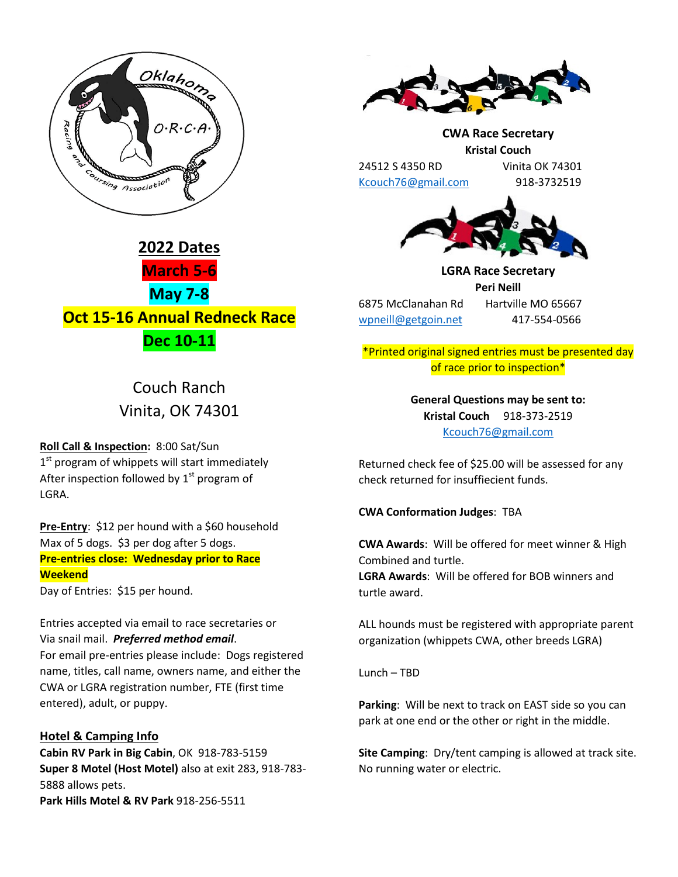## 2022 Dates

**March 5-6**

**May 7-8**

**Oct 15-16 Annual Redneck Race**

**Dec 10-11**

Couch Ranch
Vinita, OK 74301

**Roll Call & Inspection:** 8:00 Sat/Sun
1st program of whippets will start immediately After inspection followed by 1st program of LGRA.

**Pre-Entry**: $12 per hound with a $60 household Max of 5 dogs. $3 per dog after 5 dogs.
**Pre-entries close: Wednesday prior to Race Weekend**
Day of Entries: $15 per hound.

Entries accepted via email to race secretaries or Via snail mail. ***Preferred method email***.
For email pre-entries please include: Dogs registered name, titles, call name, owners name, and either the CWA or LGRA registration number, FTE (first time entered), adult, or puppy.

**Hotel & Camping Info**
**Cabin RV Park in Big Cabin**, OK 918-783-5159
**Super 8 Motel (Host Motel)** also at exit 283, 918-783-5888 allows pets.
**Park Hills Motel & RV Park** 918-256-5511

**CWA Race Secretary**
**Kristal Couch**
24512 S 4350 RD Vinita OK 74301
Kcouch76@gmail.com 918-3732519

**LGRA Race Secretary**
**Peri Neill**
6875 McClanahan Rd Hartville MO 65667
wpneill@getgoin.net 417-554-0566

*Printed original signed entries must be presented day of race prior to inspection*

**General Questions may be sent to:**
**Kristal Couch** 918-373-2519
Kcouch76@gmail.com

Returned check fee of $25.00 will be assessed for any check returned for insuffiecient funds.

**CWA Conformation Judges**: TBA

**CWA Awards**: Will be offered for meet winner & High Combined and turtle.
**LGRA Awards**: Will be offered for BOB winners and turtle award.

ALL hounds must be registered with appropriate parent organization (whippets CWA, other breeds LGRA)

Lunch – TBD

**Parking**: Will be next to track on EAST side so you can park at one end or the other or right in the middle.

**Site Camping**: Dry/tent camping is allowed at track site. No running water or electric.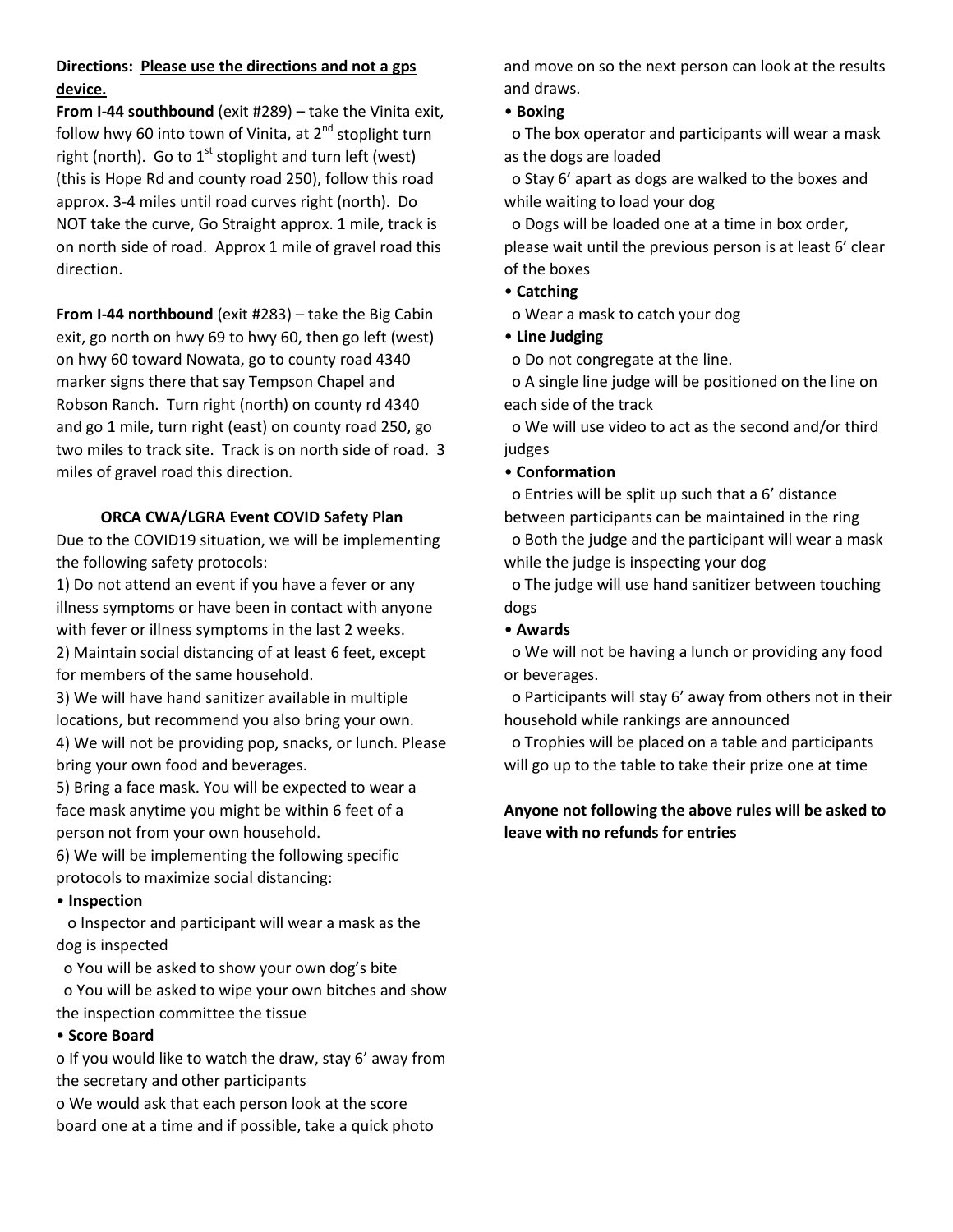**Directions: Please use the directions and not a gps device.**

**From I-44 southbound** (exit #289) – take the Vinita exit, follow hwy 60 into town of Vinita, at 2nd stoplight turn right (north). Go to 1st stoplight and turn left (west) (this is Hope Rd and county road 250), follow this road approx. 3-4 miles until road curves right (north). Do NOT take the curve, Go Straight approx. 1 mile, track is on north side of road. Approx 1 mile of gravel road this direction.

**From I-44 northbound** (exit #283) – take the Big Cabin exit, go north on hwy 69 to hwy 60, then go left (west) on hwy 60 toward Nowata, go to county road 4340 marker signs there that say Tempson Chapel and Robson Ranch. Turn right (north) on county rd 4340 and go 1 mile, turn right (east) on county road 250, go two miles to track site. Track is on north side of road. 3 miles of gravel road this direction.

**ORCA CWA/LGRA Event COVID Safety Plan**

Due to the COVID19 situation, we will be implementing the following safety protocols:

1) Do not attend an event if you have a fever or any illness symptoms or have been in contact with anyone with fever or illness symptoms in the last 2 weeks.
2) Maintain social distancing of at least 6 feet, except for members of the same household.
3) We will have hand sanitizer available in multiple locations, but recommend you also bring your own.
4) We will not be providing pop, snacks, or lunch. Please bring your own food and beverages.
5) Bring a face mask. You will be expected to wear a face mask anytime you might be within 6 feet of a person not from your own household.
6) We will be implementing the following specific protocols to maximize social distancing:

- **Inspection**
  - Inspector and participant will wear a mask as the dog is inspected
  - You will be asked to show your own dog's bite
  - You will be asked to wipe your own bitches and show the inspection committee the tissue
- **Score Board**
  - If you would like to watch the draw, stay 6' away from the secretary and other participants
  - We would ask that each person look at the score board one at a time and if possible, take a quick photo and move on so the next person can look at the results and draws.
- **Boxing**
  - The box operator and participants will wear a mask as the dogs are loaded
  - Stay 6' apart as dogs are walked to the boxes and while waiting to load your dog
  - Dogs will be loaded one at a time in box order, please wait until the previous person is at least 6' clear of the boxes
- **Catching**
  - Wear a mask to catch your dog
- **Line Judging**
  - Do not congregate at the line.
  - A single line judge will be positioned on the line on each side of the track
  - We will use video to act as the second and/or third judges
- **Conformation**
  - Entries will be split up such that a 6' distance between participants can be maintained in the ring
  - Both the judge and the participant will wear a mask while the judge is inspecting your dog
  - The judge will use hand sanitizer between touching dogs
- **Awards**
  - We will not be having a lunch or providing any food or beverages.
  - Participants will stay 6' away from others not in their household while rankings are announced
  - Trophies will be placed on a table and participants will go up to the table to take their prize one at time

**Anyone not following the above rules will be asked to leave with no refunds for entries**